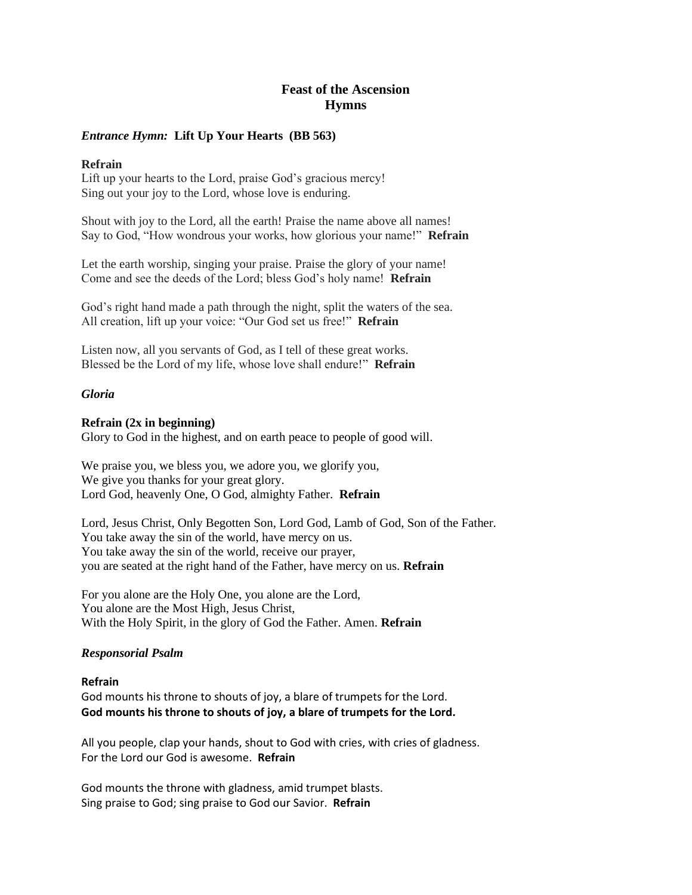# Feast of the Ascension
## Hymns

### *Entrance Hymn:* Lift Up Your Hearts (BB 563)

**Refrain**
Lift up your hearts to the Lord, praise God's gracious mercy!
Sing out your joy to the Lord, whose love is enduring.

Shout with joy to the Lord, all the earth! Praise the name above all names!
Say to God, "How wondrous your works, how glorious your name!" **Refrain**

Let the earth worship, singing your praise. Praise the glory of your name!
Come and see the deeds of the Lord; bless God's holy name! **Refrain**

God's right hand made a path through the night, split the waters of the sea.
All creation, lift up your voice: "Our God set us free!" **Refrain**

Listen now, all you servants of God, as I tell of these great works.
Blessed be the Lord of my life, whose love shall endure!" **Refrain**

### *Gloria*

**Refrain (2x in beginning)**
Glory to God in the highest, and on earth peace to people of good will.

We praise you, we bless you, we adore you, we glorify you,
We give you thanks for your great glory.
Lord God, heavenly One, O God, almighty Father. **Refrain**

Lord, Jesus Christ, Only Begotten Son, Lord God, Lamb of God, Son of the Father.
You take away the sin of the world, have mercy on us.
You take away the sin of the world, receive our prayer,
you are seated at the right hand of the Father, have mercy on us. **Refrain**

For you alone are the Holy One, you alone are the Lord,
You alone are the Most High, Jesus Christ,
With the Holy Spirit, in the glory of God the Father. Amen. **Refrain**

### *Responsorial Psalm*

**Refrain**
God mounts his throne to shouts of joy, a blare of trumpets for the Lord.
**God mounts his throne to shouts of joy, a blare of trumpets for the Lord.**

All you people, clap your hands, shout to God with cries, with cries of gladness.
For the Lord our God is awesome. **Refrain**

God mounts the throne with gladness, amid trumpet blasts.
Sing praise to God; sing praise to God our Savior. **Refrain**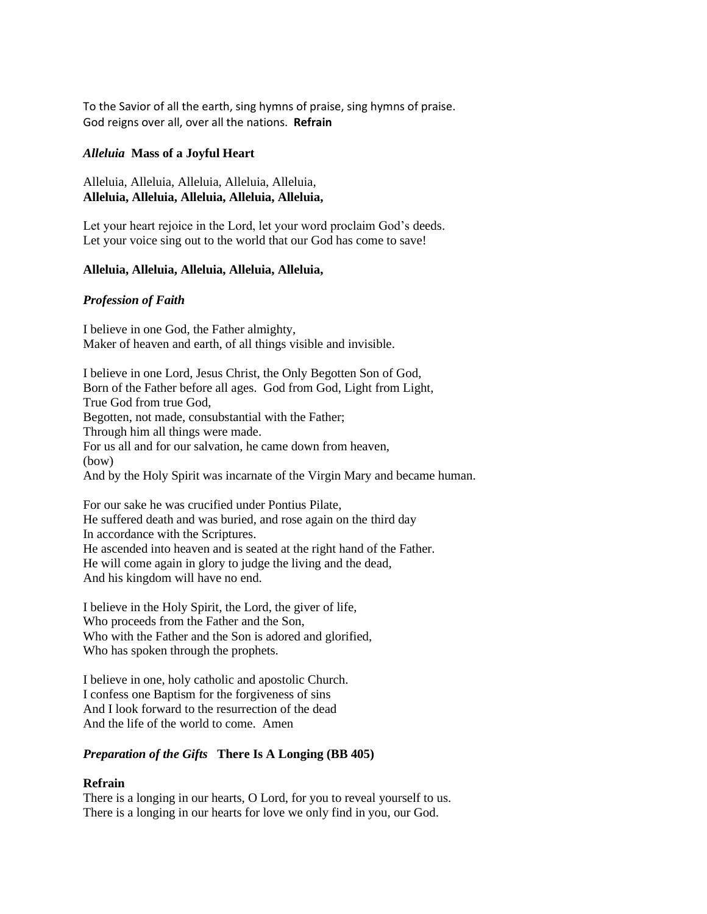To the Savior of all the earth, sing hymns of praise, sing hymns of praise.
God reigns over all, over all the nations. **Refrain**

***Alleluia*** **Mass of a Joyful Heart**

Alleluia, Alleluia, Alleluia, Alleluia, Alleluia,
**Alleluia, Alleluia, Alleluia, Alleluia, Alleluia,**

Let your heart rejoice in the Lord, let your word proclaim God's deeds.
Let your voice sing out to the world that our God has come to save!

**Alleluia, Alleluia, Alleluia, Alleluia, Alleluia,**

***Profession of Faith***

I believe in one God, the Father almighty,
Maker of heaven and earth, of all things visible and invisible.

I believe in one Lord, Jesus Christ, the Only Begotten Son of God,
Born of the Father before all ages. God from God, Light from Light,
True God from true God,
Begotten, not made, consubstantial with the Father;
Through him all things were made.
For us all and for our salvation, he came down from heaven,
(bow)
And by the Holy Spirit was incarnate of the Virgin Mary and became human.

For our sake he was crucified under Pontius Pilate,
He suffered death and was buried, and rose again on the third day
In accordance with the Scriptures.
He ascended into heaven and is seated at the right hand of the Father.
He will come again in glory to judge the living and the dead,
And his kingdom will have no end.

I believe in the Holy Spirit, the Lord, the giver of life,
Who proceeds from the Father and the Son,
Who with the Father and the Son is adored and glorified,
Who has spoken through the prophets.

I believe in one, holy catholic and apostolic Church.
I confess one Baptism for the forgiveness of sins
And I look forward to the resurrection of the dead
And the life of the world to come. Amen

***Preparation of the Gifts*** **There Is A Longing (BB 405)**

**Refrain**
There is a longing in our hearts, O Lord, for you to reveal yourself to us.
There is a longing in our hearts for love we only find in you, our God.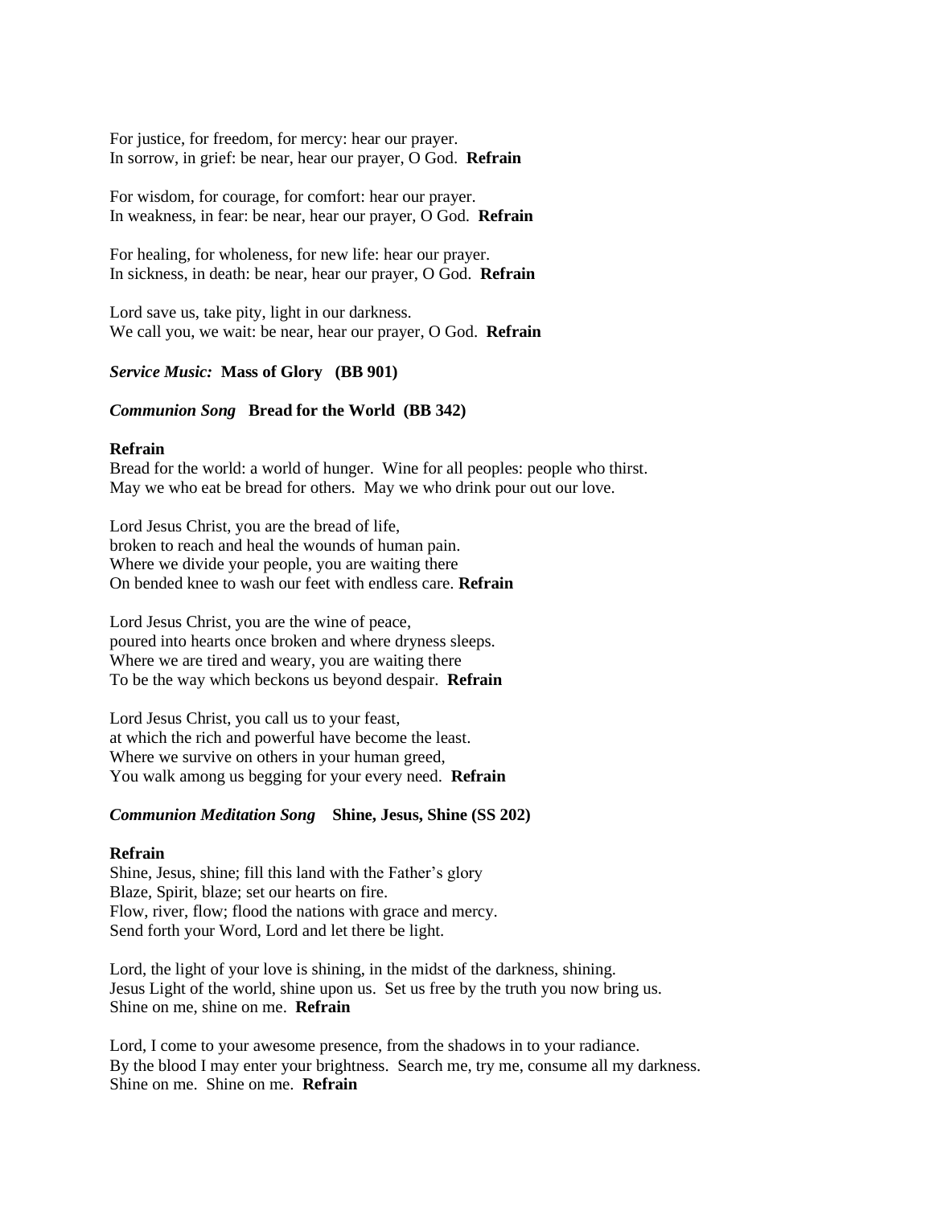For justice, for freedom, for mercy: hear our prayer.
In sorrow, in grief: be near, hear our prayer, O God. **Refrain**

For wisdom, for courage, for comfort: hear our prayer.
In weakness, in fear: be near, hear our prayer, O God. **Refrain**

For healing, for wholeness, for new life: hear our prayer.
In sickness, in death: be near, hear our prayer, O God. **Refrain**

Lord save us, take pity, light in our darkness.
We call you, we wait: be near, hear our prayer, O God. **Refrain**

***Service Music:*** **Mass of Glory (BB 901)**

***Communion Song*** **Bread for the World (BB 342)**

**Refrain**
Bread for the world: a world of hunger. Wine for all peoples: people who thirst.
May we who eat be bread for others. May we who drink pour out our love.

Lord Jesus Christ, you are the bread of life,
broken to reach and heal the wounds of human pain.
Where we divide your people, you are waiting there
On bended knee to wash our feet with endless care. **Refrain**

Lord Jesus Christ, you are the wine of peace,
poured into hearts once broken and where dryness sleeps.
Where we are tired and weary, you are waiting there
To be the way which beckons us beyond despair. **Refrain**

Lord Jesus Christ, you call us to your feast,
at which the rich and powerful have become the least.
Where we survive on others in your human greed,
You walk among us begging for your every need. **Refrain**

***Communion Meditation Song*** **Shine, Jesus, Shine (SS 202)**

**Refrain**
Shine, Jesus, shine; fill this land with the Father's glory
Blaze, Spirit, blaze; set our hearts on fire.
Flow, river, flow; flood the nations with grace and mercy.
Send forth your Word, Lord and let there be light.

Lord, the light of your love is shining, in the midst of the darkness, shining.
Jesus Light of the world, shine upon us. Set us free by the truth you now bring us.
Shine on me, shine on me. **Refrain**

Lord, I come to your awesome presence, from the shadows in to your radiance.
By the blood I may enter your brightness. Search me, try me, consume all my darkness.
Shine on me. Shine on me. **Refrain**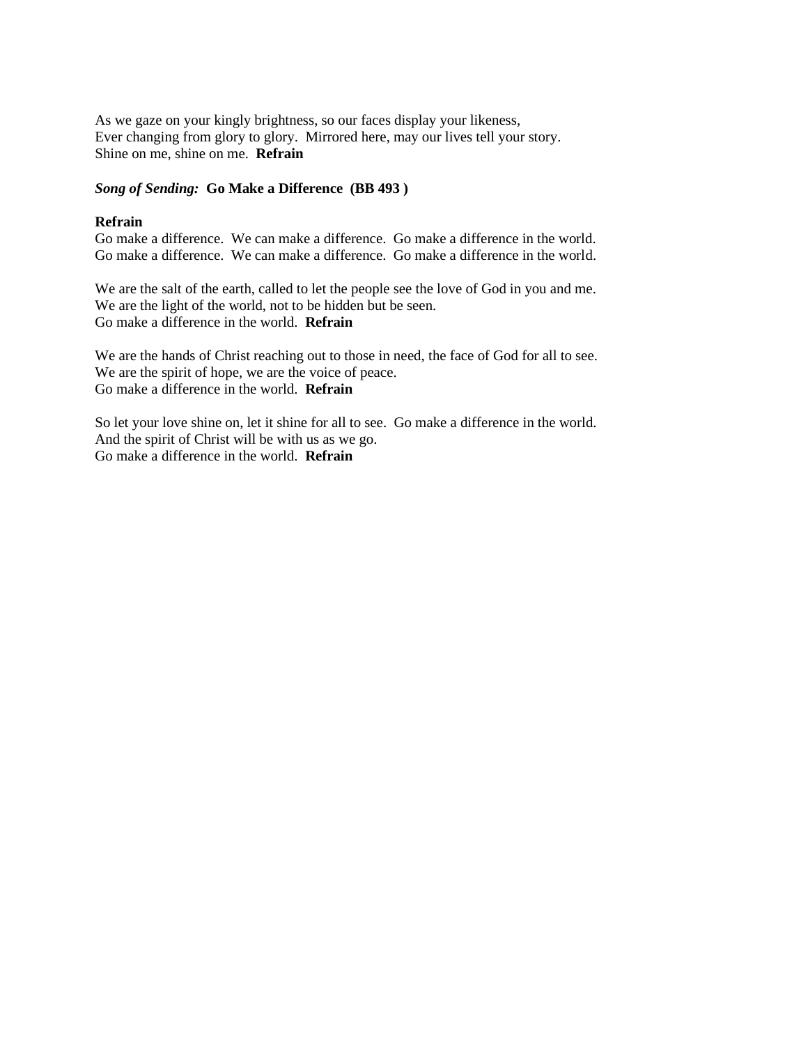As we gaze on your kingly brightness, so our faces display your likeness,
Ever changing from glory to glory. Mirrored here, may our lives tell your story.
Shine on me, shine on me. **Refrain**

***Song of Sending:*** **Go Make a Difference (BB 493 )**

**Refrain**
Go make a difference. We can make a difference. Go make a difference in the world.
Go make a difference. We can make a difference. Go make a difference in the world.

We are the salt of the earth, called to let the people see the love of God in you and me.
We are the light of the world, not to be hidden but be seen.
Go make a difference in the world. **Refrain**

We are the hands of Christ reaching out to those in need, the face of God for all to see.
We are the spirit of hope, we are the voice of peace.
Go make a difference in the world. **Refrain**

So let your love shine on, let it shine for all to see. Go make a difference in the world.
And the spirit of Christ will be with us as we go.
Go make a difference in the world. **Refrain**